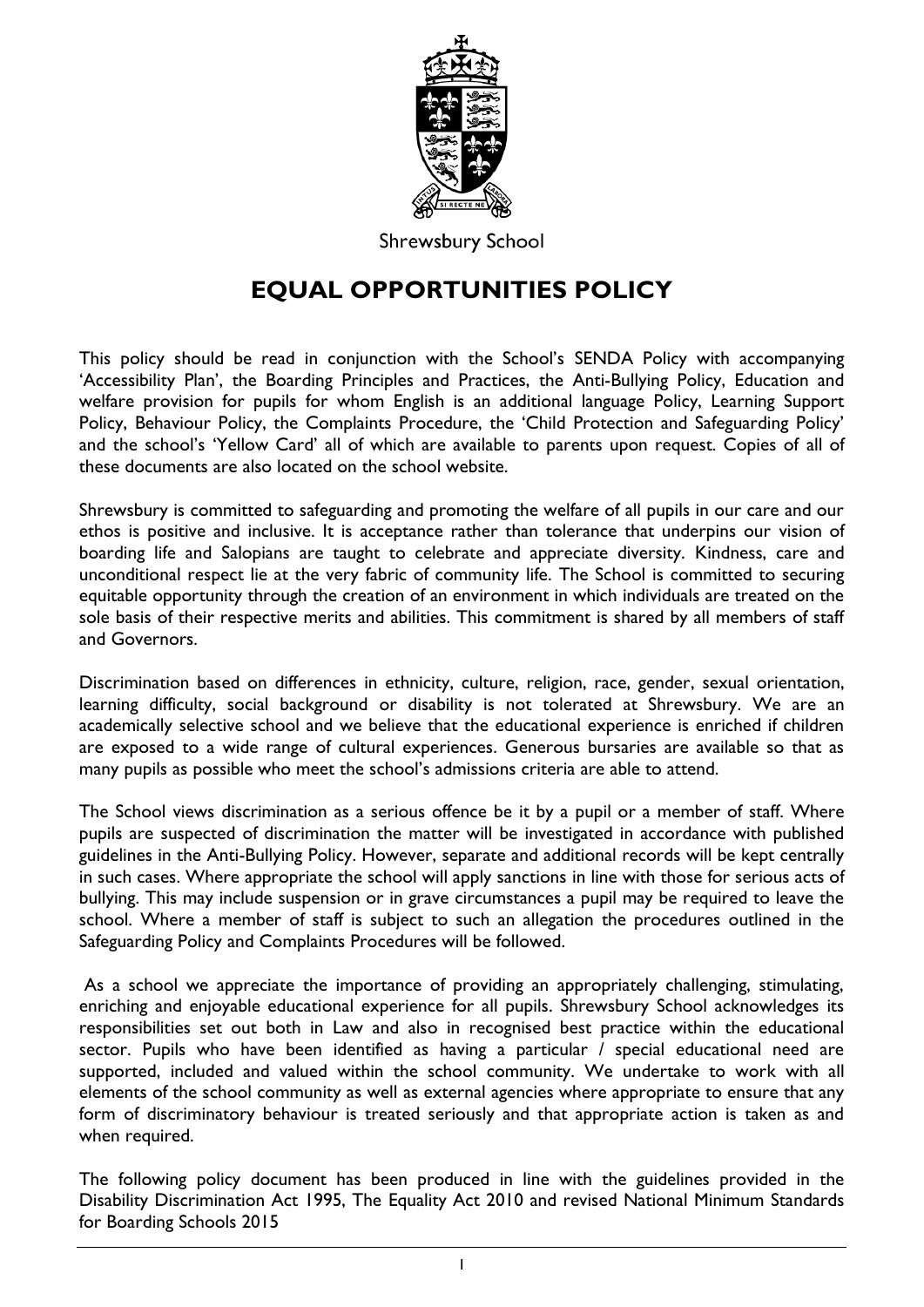Shrewsbury School

# EQUAL OPPORTUNITIES POLICY

This policy should be read in conjunction with the School's SENDA Policy with accompanying 'Accessibility Plan', the Boarding Principles and Practices, the Anti-Bullying Policy, Education and welfare provision for pupils for whom English is an additional language Policy, Learning Support Policy, Behaviour Policy, the Complaints Procedure, the 'Child Protection and Safeguarding Policy' and the school's 'Yellow Card' all of which are available to parents upon request. Copies of all of these documents are also located on the school website.

Shrewsbury is committed to safeguarding and promoting the welfare of all pupils in our care and our ethos is positive and inclusive. It is acceptance rather than tolerance that underpins our vision of boarding life and Salopians are taught to celebrate and appreciate diversity. Kindness, care and unconditional respect lie at the very fabric of community life. The School is committed to securing equitable opportunity through the creation of an environment in which individuals are treated on the sole basis of their respective merits and abilities. This commitment is shared by all members of staff and Governors.

Discrimination based on differences in ethnicity, culture, religion, race, gender, sexual orientation, learning difficulty, social background or disability is not tolerated at Shrewsbury. We are an academically selective school and we believe that the educational experience is enriched if children are exposed to a wide range of cultural experiences. Generous bursaries are available so that as many pupils as possible who meet the school's admissions criteria are able to attend.

The School views discrimination as a serious offence be it by a pupil or a member of staff. Where pupils are suspected of discrimination the matter will be investigated in accordance with published guidelines in the Anti-Bullying Policy. However, separate and additional records will be kept centrally in such cases. Where appropriate the school will apply sanctions in line with those for serious acts of bullying. This may include suspension or in grave circumstances a pupil may be required to leave the school. Where a member of staff is subject to such an allegation the procedures outlined in the Safeguarding Policy and Complaints Procedures will be followed.

As a school we appreciate the importance of providing an appropriately challenging, stimulating, enriching and enjoyable educational experience for all pupils. Shrewsbury School acknowledges its responsibilities set out both in Law and also in recognised best practice within the educational sector. Pupils who have been identified as having a particular / special educational need are supported, included and valued within the school community. We undertake to work with all elements of the school community as well as external agencies where appropriate to ensure that any form of discriminatory behaviour is treated seriously and that appropriate action is taken as and when required.

The following policy document has been produced in line with the guidelines provided in the Disability Discrimination Act 1995, The Equality Act 2010 and revised National Minimum Standards for Boarding Schools 2015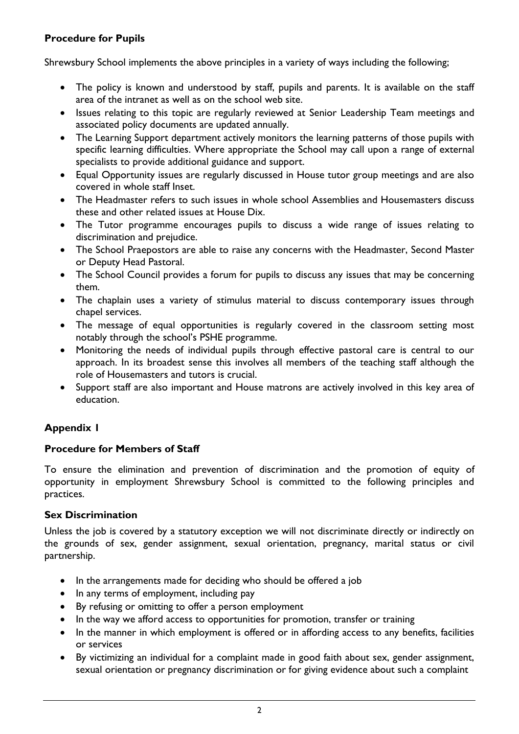### Procedure for Pupils

Shrewsbury School implements the above principles in a variety of ways including the following;

- The policy is known and understood by staff, pupils and parents. It is available on the staff area of the intranet as well as on the school web site.
- Issues relating to this topic are regularly reviewed at Senior Leadership Team meetings and associated policy documents are updated annually.
- The Learning Support department actively monitors the learning patterns of those pupils with specific learning difficulties. Where appropriate the School may call upon a range of external specialists to provide additional guidance and support.
- Equal Opportunity issues are regularly discussed in House tutor group meetings and are also covered in whole staff Inset.
- The Headmaster refers to such issues in whole school Assemblies and Housemasters discuss these and other related issues at House Dix.
- The Tutor programme encourages pupils to discuss a wide range of issues relating to discrimination and prejudice.
- The School Praepostors are able to raise any concerns with the Headmaster, Second Master or Deputy Head Pastoral.
- The School Council provides a forum for pupils to discuss any issues that may be concerning them.
- The chaplain uses a variety of stimulus material to discuss contemporary issues through chapel services.
- The message of equal opportunities is regularly covered in the classroom setting most notably through the school's PSHE programme.
- Monitoring the needs of individual pupils through effective pastoral care is central to our approach. In its broadest sense this involves all members of the teaching staff although the role of Housemasters and tutors is crucial.
- Support staff are also important and House matrons are actively involved in this key area of education.

## Appendix 1

### Procedure for Members of Staff

To ensure the elimination and prevention of discrimination and the promotion of equity of opportunity in employment Shrewsbury School is committed to the following principles and practices.

### Sex Discrimination

Unless the job is covered by a statutory exception we will not discriminate directly or indirectly on the grounds of sex, gender assignment, sexual orientation, pregnancy, marital status or civil partnership.

- In the arrangements made for deciding who should be offered a job
- In any terms of employment, including pay
- By refusing or omitting to offer a person employment
- In the way we afford access to opportunities for promotion, transfer or training
- In the manner in which employment is offered or in affording access to any benefits, facilities or services
- By victimizing an individual for a complaint made in good faith about sex, gender assignment, sexual orientation or pregnancy discrimination or for giving evidence about such a complaint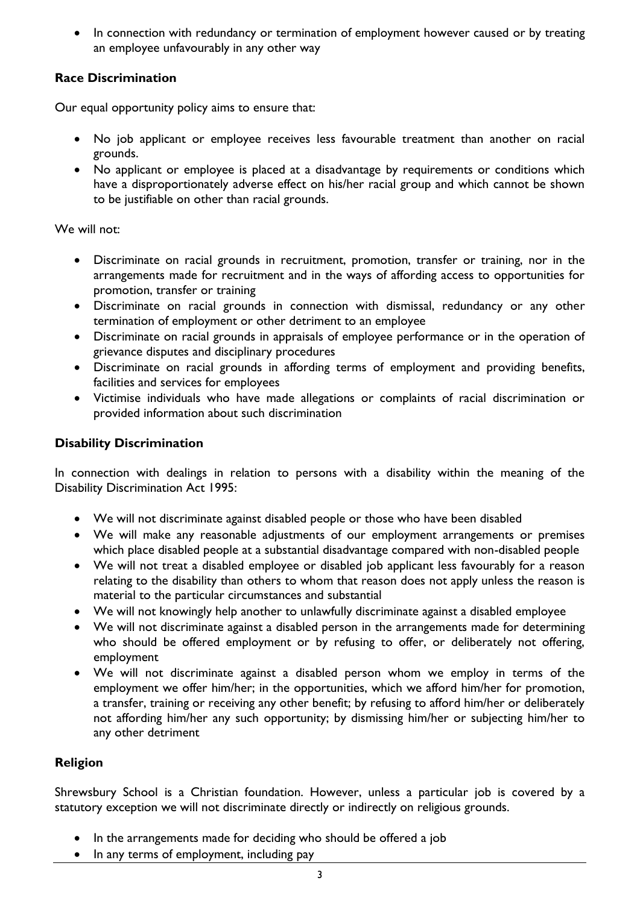- In connection with redundancy or termination of employment however caused or by treating an employee unfavourably in any other way

### Race Discrimination

Our equal opportunity policy aims to ensure that:

- No job applicant or employee receives less favourable treatment than another on racial grounds.
- No applicant or employee is placed at a disadvantage by requirements or conditions which have a disproportionately adverse effect on his/her racial group and which cannot be shown to be justifiable on other than racial grounds.

We will not:

- Discriminate on racial grounds in recruitment, promotion, transfer or training, nor in the arrangements made for recruitment and in the ways of affording access to opportunities for promotion, transfer or training
- Discriminate on racial grounds in connection with dismissal, redundancy or any other termination of employment or other detriment to an employee
- Discriminate on racial grounds in appraisals of employee performance or in the operation of grievance disputes and disciplinary procedures
- Discriminate on racial grounds in affording terms of employment and providing benefits, facilities and services for employees
- Victimise individuals who have made allegations or complaints of racial discrimination or provided information about such discrimination

### Disability Discrimination

In connection with dealings in relation to persons with a disability within the meaning of the Disability Discrimination Act 1995:

- We will not discriminate against disabled people or those who have been disabled
- We will make any reasonable adjustments of our employment arrangements or premises which place disabled people at a substantial disadvantage compared with non-disabled people
- We will not treat a disabled employee or disabled job applicant less favourably for a reason relating to the disability than others to whom that reason does not apply unless the reason is material to the particular circumstances and substantial
- We will not knowingly help another to unlawfully discriminate against a disabled employee
- We will not discriminate against a disabled person in the arrangements made for determining who should be offered employment or by refusing to offer, or deliberately not offering, employment
- We will not discriminate against a disabled person whom we employ in terms of the employment we offer him/her; in the opportunities, which we afford him/her for promotion, a transfer, training or receiving any other benefit; by refusing to afford him/her or deliberately not affording him/her any such opportunity; by dismissing him/her or subjecting him/her to any other detriment

### Religion

Shrewsbury School is a Christian foundation. However, unless a particular job is covered by a statutory exception we will not discriminate directly or indirectly on religious grounds.

- In the arrangements made for deciding who should be offered a job
- In any terms of employment, including pay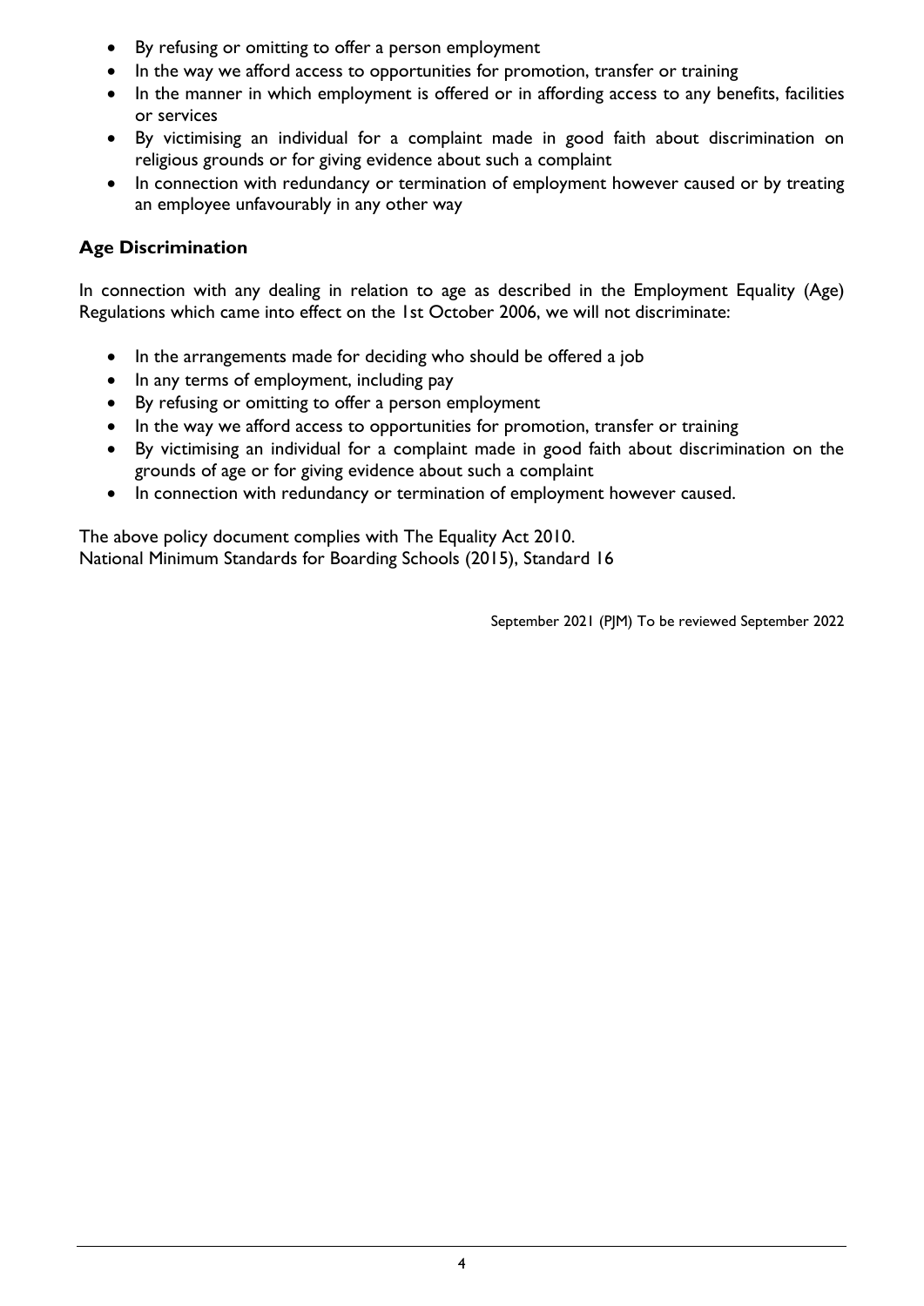- By refusing or omitting to offer a person employment
- In the way we afford access to opportunities for promotion, transfer or training
- In the manner in which employment is offered or in affording access to any benefits, facilities or services
- By victimising an individual for a complaint made in good faith about discrimination on religious grounds or for giving evidence about such a complaint
- In connection with redundancy or termination of employment however caused or by treating an employee unfavourably in any other way

**Age Discrimination**

In connection with any dealing in relation to age as described in the Employment Equality (Age) Regulations which came into effect on the 1st October 2006, we will not discriminate:

- In the arrangements made for deciding who should be offered a job
- In any terms of employment, including pay
- By refusing or omitting to offer a person employment
- In the way we afford access to opportunities for promotion, transfer or training
- By victimising an individual for a complaint made in good faith about discrimination on the grounds of age or for giving evidence about such a complaint
- In connection with redundancy or termination of employment however caused.

The above policy document complies with The Equality Act 2010.
National Minimum Standards for Boarding Schools (2015), Standard 16

September 2021 (PJM) To be reviewed September 2022